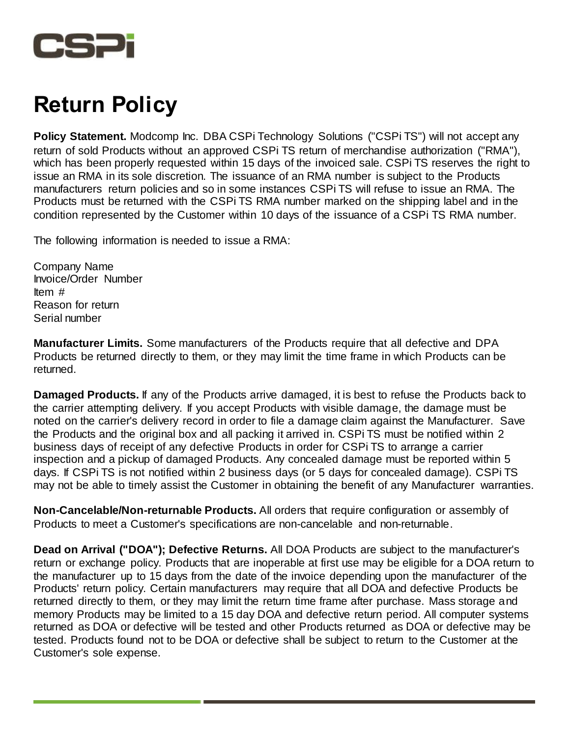# Return Policy

**Policy Statement.** Modcomp Inc. DBA CSPi Technology Solutions ("CSPi TS") will not accept any return of sold Products without an approved CSPi TS return of merchandise authorization ("RMA"), which has been properly requested within 15 days of the invoiced sale. CSPi TS reserves the right to issue an RMA in its sole discretion. The issuance of an RMA number is subject to the Products manufacturers return policies and so in some instances CSPi TS will refuse to issue an RMA. The Products must be returned with the CSPi TS RMA number marked on the shipping label and in the condition represented by the Customer within 10 days of the issuance of a CSPi TS RMA number.

The following information is needed to issue a RMA:

Company Name
Invoice/Order Number
Item #
Reason for return
Serial number

**Manufacturer Limits.** Some manufacturers of the Products require that all defective and DPA Products be returned directly to them, or they may limit the time frame in which Products can be returned.

**Damaged Products.** If any of the Products arrive damaged, it is best to refuse the Products back to the carrier attempting delivery. If you accept Products with visible damage, the damage must be noted on the carrier's delivery record in order to file a damage claim against the Manufacturer. Save the Products and the original box and all packing it arrived in. CSPi TS must be notified within 2 business days of receipt of any defective Products in order for CSPi TS to arrange a carrier inspection and a pickup of damaged Products. Any concealed damage must be reported within 5 days. If CSPi TS is not notified within 2 business days (or 5 days for concealed damage). CSPi TS may not be able to timely assist the Customer in obtaining the benefit of any Manufacturer warranties.

**Non-Cancelable/Non-returnable Products.** All orders that require configuration or assembly of Products to meet a Customer's specifications are non-cancelable and non-returnable.

**Dead on Arrival ("DOA"); Defective Returns.** All DOA Products are subject to the manufacturer's return or exchange policy. Products that are inoperable at first use may be eligible for a DOA return to the manufacturer up to 15 days from the date of the invoice depending upon the manufacturer of the Products' return policy. Certain manufacturers may require that all DOA and defective Products be returned directly to them, or they may limit the return time frame after purchase. Mass storage and memory Products may be limited to a 15 day DOA and defective return period. All computer systems returned as DOA or defective will be tested and other Products returned as DOA or defective may be tested. Products found not to be DOA or defective shall be subject to return to the Customer at the Customer's sole expense.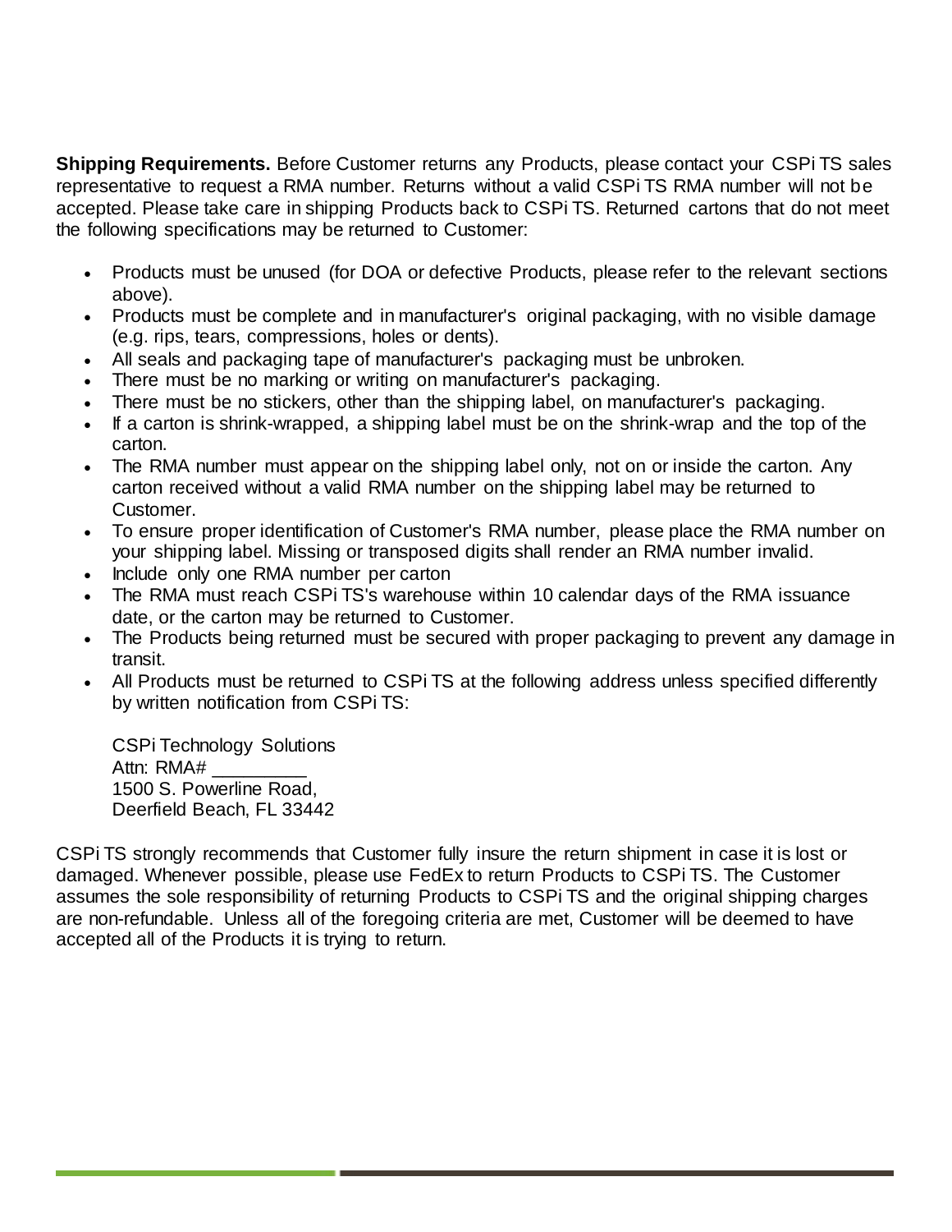**Shipping Requirements.** Before Customer returns any Products, please contact your CSPi TS sales representative to request a RMA number. Returns without a valid CSPi TS RMA number will not be accepted. Please take care in shipping Products back to CSPi TS. Returned cartons that do not meet the following specifications may be returned to Customer:

- Products must be unused (for DOA or defective Products, please refer to the relevant sections above).
- Products must be complete and in manufacturer's original packaging, with no visible damage (e.g. rips, tears, compressions, holes or dents).
- All seals and packaging tape of manufacturer's packaging must be unbroken.
- There must be no marking or writing on manufacturer's packaging.
- There must be no stickers, other than the shipping label, on manufacturer's packaging.
- If a carton is shrink-wrapped, a shipping label must be on the shrink-wrap and the top of the carton.
- The RMA number must appear on the shipping label only, not on or inside the carton. Any carton received without a valid RMA number on the shipping label may be returned to Customer.
- To ensure proper identification of Customer's RMA number, please place the RMA number on your shipping label. Missing or transposed digits shall render an RMA number invalid.
- Include only one RMA number per carton
- The RMA must reach CSPi TS's warehouse within 10 calendar days of the RMA issuance date, or the carton may be returned to Customer.
- The Products being returned must be secured with proper packaging to prevent any damage in transit.
- All Products must be returned to CSPi TS at the following address unless specified differently by written notification from CSPi TS:

  CSPi Technology Solutions
  Attn: RMA# _________
  1500 S. Powerline Road,
  Deerfield Beach, FL 33442

CSPi TS strongly recommends that Customer fully insure the return shipment in case it is lost or damaged. Whenever possible, please use FedEx to return Products to CSPi TS. The Customer assumes the sole responsibility of returning Products to CSPi TS and the original shipping charges are non-refundable. Unless all of the foregoing criteria are met, Customer will be deemed to have accepted all of the Products it is trying to return.